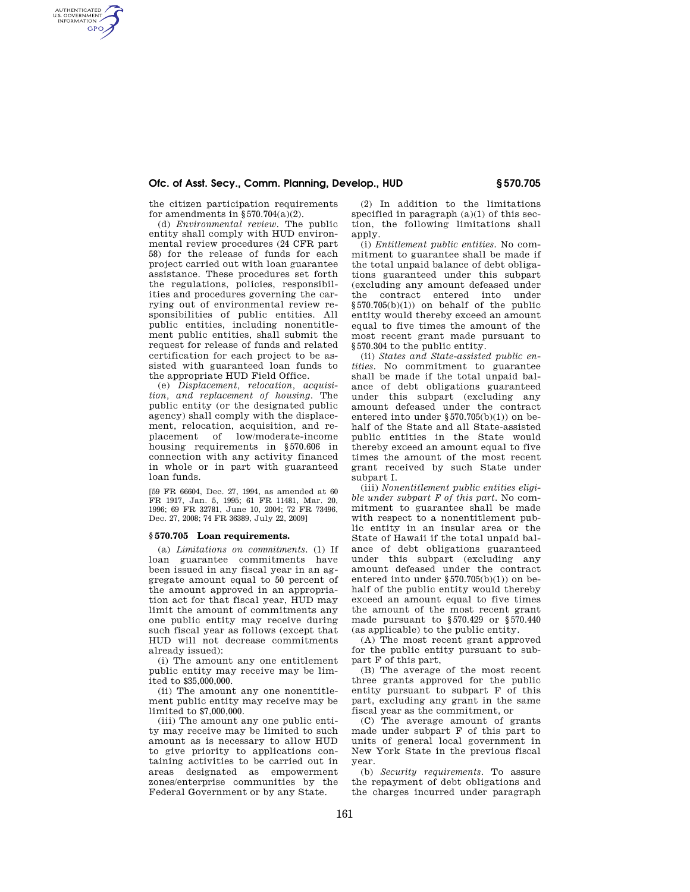the citizen participation requirements for amendments in §570.704(a)(2).

(d) *Environmental review.* The public entity shall comply with HUD environmental review procedures (24 CFR part 58) for the release of funds for each project carried out with loan guarantee assistance. These procedures set forth the regulations, policies, responsibilities and procedures governing the carrying out of environmental review responsibilities of public entities. All public entities, including nonentitlement public entities, shall submit the request for release of funds and related certification for each project to be assisted with guaranteed loan funds to the appropriate HUD Field Office.

(e) *Displacement, relocation, acquisition, and replacement of housing.* The public entity (or the designated public agency) shall comply with the displacement, relocation, acquisition, and replacement of low/moderate-income housing requirements in §570.606 in connection with any activity financed in whole or in part with guaranteed loan funds.

[59 FR 66604, Dec. 27, 1994, as amended at 60 FR 1917, Jan. 5, 1995; 61 FR 11481, Mar. 20, 1996; 69 FR 32781, June 10, 2004; 72 FR 73496, Dec. 27, 2008; 74 FR 36389, July 22, 2009]

## §570.705 Loan requirements.

(a) *Limitations on commitments.* (1) If loan guarantee commitments have been issued in any fiscal year in an aggregate amount equal to 50 percent of the amount approved in an appropriation act for that fiscal year, HUD may limit the amount of commitments any one public entity may receive during such fiscal year as follows (except that HUD will not decrease commitments already issued):

(i) The amount any one entitlement public entity may receive may be limited to $35,000,000.

(ii) The amount any one nonentitlement public entity may receive may be limited to $7,000,000.

(iii) The amount any one public entity may receive may be limited to such amount as is necessary to allow HUD to give priority to applications containing activities to be carried out in areas designated as empowerment zones/enterprise communities by the Federal Government or by any State.

(2) In addition to the limitations specified in paragraph (a)(1) of this section, the following limitations shall apply.

(i) *Entitlement public entities.* No commitment to guarantee shall be made if the total unpaid balance of debt obligations guaranteed under this subpart (excluding any amount defeased under the contract entered into under §570.705(b)(1)) on behalf of the public entity would thereby exceed an amount equal to five times the amount of the most recent grant made pursuant to §570.304 to the public entity.

(ii) *States and State-assisted public entities.* No commitment to guarantee shall be made if the total unpaid balance of debt obligations guaranteed under this subpart (excluding any amount defeased under the contract entered into under §570.705(b)(1)) on behalf of the State and all State-assisted public entities in the State would thereby exceed an amount equal to five times the amount of the most recent grant received by such State under subpart I.

(iii) *Nonentitlement public entities eligible under subpart F of this part.* No commitment to guarantee shall be made with respect to a nonentitlement public entity in an insular area or the State of Hawaii if the total unpaid balance of debt obligations guaranteed under this subpart (excluding any amount defeased under the contract entered into under §570.705(b)(1)) on behalf of the public entity would thereby exceed an amount equal to five times the amount of the most recent grant made pursuant to §570.429 or §570.440 (as applicable) to the public entity.

(A) The most recent grant approved for the public entity pursuant to subpart F of this part,

(B) The average of the most recent three grants approved for the public entity pursuant to subpart F of this part, excluding any grant in the same fiscal year as the commitment, or

(C) The average amount of grants made under subpart F of this part to units of general local government in New York State in the previous fiscal year.

(b) *Security requirements.* To assure the repayment of debt obligations and the charges incurred under paragraph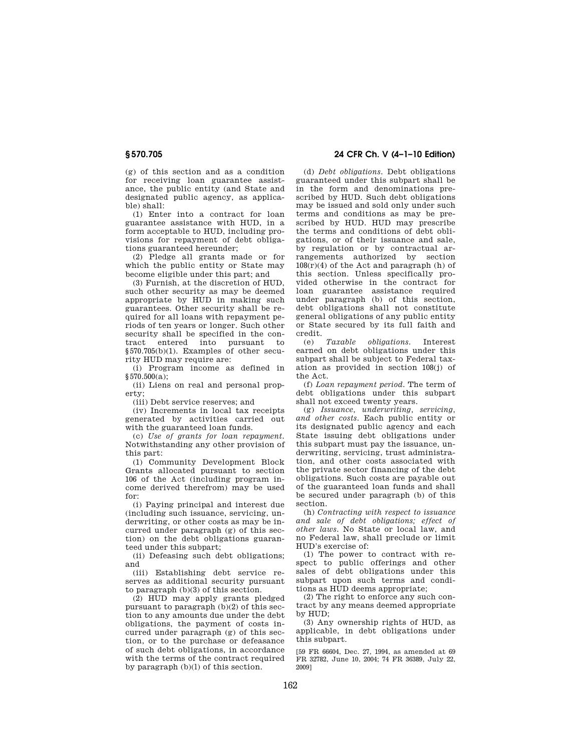(g) of this section and as a condition for receiving loan guarantee assistance, the public entity (and State and designated public agency, as applicable) shall:

(1) Enter into a contract for loan guarantee assistance with HUD, in a form acceptable to HUD, including provisions for repayment of debt obligations guaranteed hereunder;

(2) Pledge all grants made or for which the public entity or State may become eligible under this part; and

(3) Furnish, at the discretion of HUD, such other security as may be deemed appropriate by HUD in making such guarantees. Other security shall be required for all loans with repayment periods of ten years or longer. Such other security shall be specified in the contract entered into pursuant to §570.705(b)(1). Examples of other security HUD may require are:

(i) Program income as defined in §570.500(a);

(ii) Liens on real and personal property;

(iii) Debt service reserves; and

(iv) Increments in local tax receipts generated by activities carried out with the guaranteed loan funds.

(c) *Use of grants for loan repayment.* Notwithstanding any other provision of this part:

(1) Community Development Block Grants allocated pursuant to section 106 of the Act (including program income derived therefrom) may be used for:

(i) Paying principal and interest due (including such issuance, servicing, underwriting, or other costs as may be incurred under paragraph (g) of this section) on the debt obligations guaranteed under this subpart;

(ii) Defeasing such debt obligations; and

(iii) Establishing debt service reserves as additional security pursuant to paragraph (b)(3) of this section.

(2) HUD may apply grants pledged pursuant to paragraph (b)(2) of this section to any amounts due under the debt obligations, the payment of costs incurred under paragraph (g) of this section, or to the purchase or defeasance of such debt obligations, in accordance with the terms of the contract required by paragraph (b)(1) of this section.

(d) *Debt obligations.* Debt obligations guaranteed under this subpart shall be in the form and denominations prescribed by HUD. Such debt obligations may be issued and sold only under such terms and conditions as may be prescribed by HUD. HUD may prescribe the terms and conditions of debt obligations, or of their issuance and sale, by regulation or by contractual arrangements authorized by section 108(r)(4) of the Act and paragraph (h) of this section. Unless specifically provided otherwise in the contract for loan guarantee assistance required under paragraph (b) of this section, debt obligations shall not constitute general obligations of any public entity or State secured by its full faith and credit.

(e) *Taxable obligations.* Interest earned on debt obligations under this subpart shall be subject to Federal taxation as provided in section 108(j) of the Act.

(f) *Loan repayment period.* The term of debt obligations under this subpart shall not exceed twenty years.

(g) *Issuance, underwriting, servicing, and other costs.* Each public entity or its designated public agency and each State issuing debt obligations under this subpart must pay the issuance, underwriting, servicing, trust administration, and other costs associated with the private sector financing of the debt obligations. Such costs are payable out of the guaranteed loan funds and shall be secured under paragraph (b) of this section.

(h) *Contracting with respect to issuance and sale of debt obligations; effect of other laws.* No State or local law, and no Federal law, shall preclude or limit HUD's exercise of:

(1) The power to contract with respect to public offerings and other sales of debt obligations under this subpart upon such terms and conditions as HUD deems appropriate;

(2) The right to enforce any such contract by any means deemed appropriate by HUD;

(3) Any ownership rights of HUD, as applicable, in debt obligations under this subpart.

[59 FR 66604, Dec. 27, 1994, as amended at 69 FR 32782, June 10, 2004; 74 FR 36389, July 22, 2009]